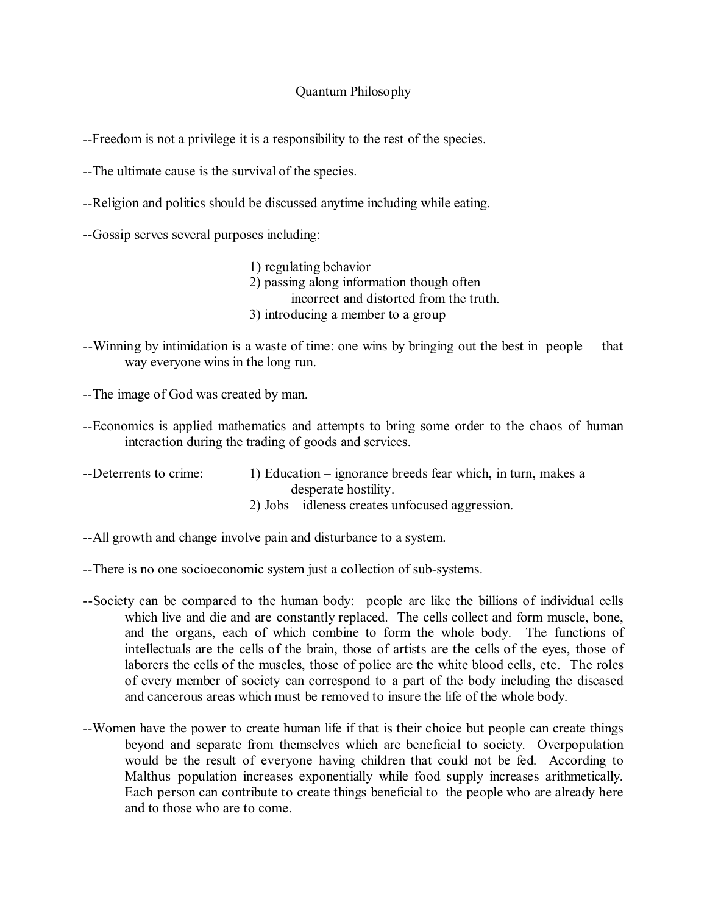# Quantum Philosophy

--Freedom is not a privilege it is a responsibility to the rest of the species.

--The ultimate cause is the survival of the species.

--Religion and politics should be discussed anytime including while eating.

--Gossip serves several purposes including:

1) regulating behavior
2) passing along information though often incorrect and distorted from the truth.
3) introducing a member to a group

--Winning by intimidation is a waste of time: one wins by bringing out the best in people – that way everyone wins in the long run.

--The image of God was created by man.

--Economics is applied mathematics and attempts to bring some order to the chaos of human interaction during the trading of goods and services.

--Deterrents to crime:

1) Education – ignorance breeds fear which, in turn, makes a desperate hostility.
2) Jobs – idleness creates unfocused aggression.

--All growth and change involve pain and disturbance to a system.

--There is no one socioeconomic system just a collection of sub-systems.

--Society can be compared to the human body: people are like the billions of individual cells which live and die and are constantly replaced. The cells collect and form muscle, bone, and the organs, each of which combine to form the whole body. The functions of intellectuals are the cells of the brain, those of artists are the cells of the eyes, those of laborers the cells of the muscles, those of police are the white blood cells, etc. The roles of every member of society can correspond to a part of the body including the diseased and cancerous areas which must be removed to insure the life of the whole body.

--Women have the power to create human life if that is their choice but people can create things beyond and separate from themselves which are beneficial to society. Overpopulation would be the result of everyone having children that could not be fed. According to Malthus population increases exponentially while food supply increases arithmetically. Each person can contribute to create things beneficial to the people who are already here and to those who are to come.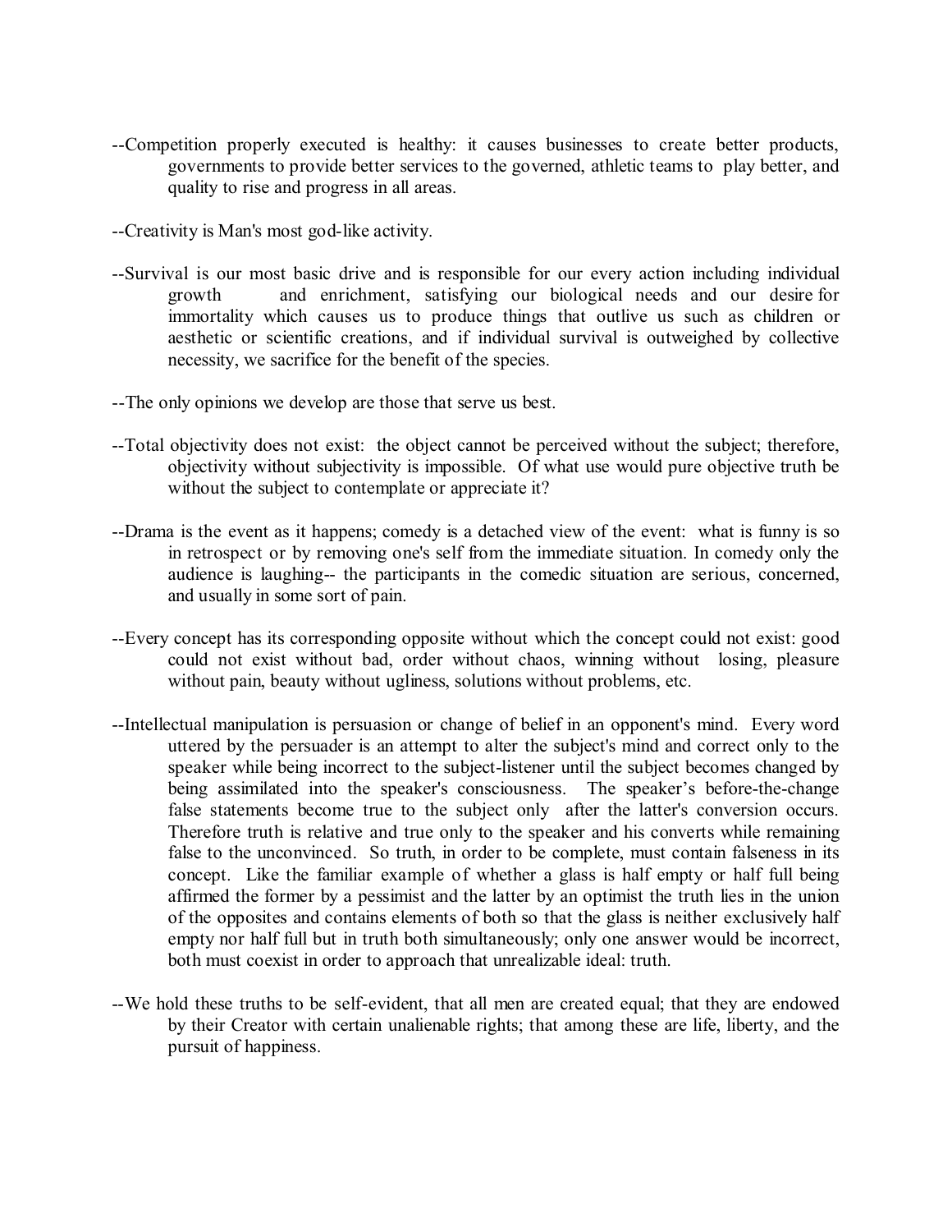--Competition properly executed is healthy: it causes businesses to create better products, governments to provide better services to the governed, athletic teams to play better, and quality to rise and progress in all areas.

--Creativity is Man's most god-like activity.

--Survival is our most basic drive and is responsible for our every action including individual growth and enrichment, satisfying our biological needs and our desire for immortality which causes us to produce things that outlive us such as children or aesthetic or scientific creations, and if individual survival is outweighed by collective necessity, we sacrifice for the benefit of the species.

--The only opinions we develop are those that serve us best.

--Total objectivity does not exist: the object cannot be perceived without the subject; therefore, objectivity without subjectivity is impossible. Of what use would pure objective truth be without the subject to contemplate or appreciate it?

--Drama is the event as it happens; comedy is a detached view of the event: what is funny is so in retrospect or by removing one's self from the immediate situation. In comedy only the audience is laughing-- the participants in the comedic situation are serious, concerned, and usually in some sort of pain.

--Every concept has its corresponding opposite without which the concept could not exist: good could not exist without bad, order without chaos, winning without losing, pleasure without pain, beauty without ugliness, solutions without problems, etc.

--Intellectual manipulation is persuasion or change of belief in an opponent's mind. Every word uttered by the persuader is an attempt to alter the subject's mind and correct only to the speaker while being incorrect to the subject-listener until the subject becomes changed by being assimilated into the speaker's consciousness. The speaker's before-the-change false statements become true to the subject only after the latter's conversion occurs. Therefore truth is relative and true only to the speaker and his converts while remaining false to the unconvinced. So truth, in order to be complete, must contain falseness in its concept. Like the familiar example of whether a glass is half empty or half full being affirmed the former by a pessimist and the latter by an optimist the truth lies in the union of the opposites and contains elements of both so that the glass is neither exclusively half empty nor half full but in truth both simultaneously; only one answer would be incorrect, both must coexist in order to approach that unrealizable ideal: truth.

--We hold these truths to be self-evident, that all men are created equal; that they are endowed by their Creator with certain unalienable rights; that among these are life, liberty, and the pursuit of happiness.